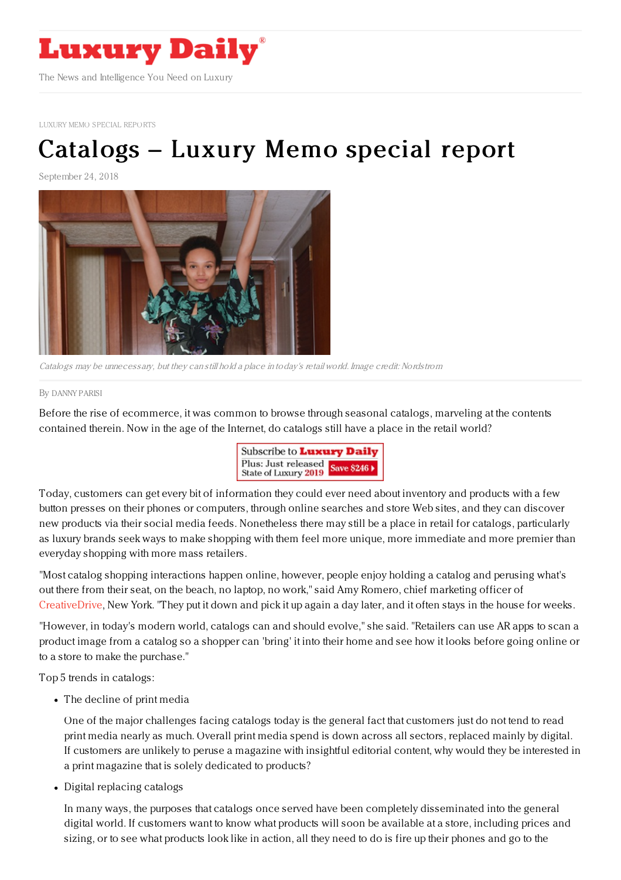# Luxury Daily

The News and Intelligence You Need on Luxury

LUXURY MEMO SPECIAL REPORTS

# Catalogs – Luxury Memo special report

September 24, 2018

*Catalogs may be unnecessary, but they can still hold a place in today's retail world. Image credit: Nordstrom*

By DANNY PARISI

Before the rise of ecommerce, it was common to browse through seasonal catalogs, marveling at the contents contained therein. Now in the age of the Internet, do catalogs still have a place in the retail world?

Today, customers can get every bit of information they could ever need about inventory and products with a few button presses on their phones or computers, through online searches and store Web sites, and they can discover new products via their social media feeds. Nonetheless there may still be a place in retail for catalogs, particularly as luxury brands seek ways to make shopping with them feel more unique, more immediate and more premier than everyday shopping with more mass retailers.

"Most catalog shopping interactions happen online, however, people enjoy holding a catalog and perusing what's out there from their seat, on the beach, no laptop, no work," said Amy Romero, chief marketing officer of CreativeDrive, New York. "They put it down and pick it up again a day later, and it often stays in the house for weeks.

"However, in today's modern world, catalogs can and should evolve," she said. "Retailers can use AR apps to scan a product image from a catalog so a shopper can 'bring' it into their home and see how it looks before going online or to a store to make the purchase."

Top 5 trends in catalogs:

- The decline of print media

  One of the major challenges facing catalogs today is the general fact that customers just do not tend to read print media nearly as much. Overall print media spend is down across all sectors, replaced mainly by digital. If customers are unlikely to peruse a magazine with insightful editorial content, why would they be interested in a print magazine that is solely dedicated to products?

- Digital replacing catalogs

  In many ways, the purposes that catalogs once served have been completely disseminated into the general digital world. If customers want to know what products will soon be available at a store, including prices and sizing, or to see what products look like in action, all they need to do is fire up their phones and go to the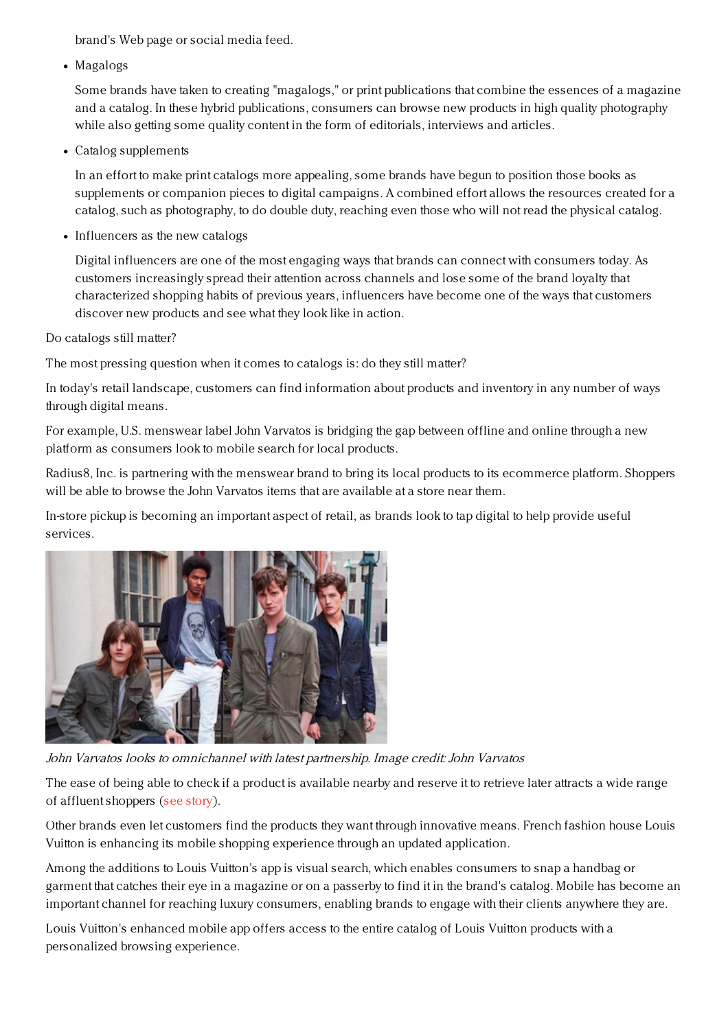brand's Web page or social media feed.

- Magalogs

  Some brands have taken to creating "magalogs," or print publications that combine the essences of a magazine and a catalog. In these hybrid publications, consumers can browse new products in high quality photography while also getting some quality content in the form of editorials, interviews and articles.

- Catalog supplements

  In an effort to make print catalogs more appealing, some brands have begun to position those books as supplements or companion pieces to digital campaigns. A combined effort allows the resources created for a catalog, such as photography, to do double duty, reaching even those who will not read the physical catalog.

- Influencers as the new catalogs

  Digital influencers are one of the most engaging ways that brands can connect with consumers today. As customers increasingly spread their attention across channels and lose some of the brand loyalty that characterized shopping habits of previous years, influencers have become one of the ways that customers discover new products and see what they look like in action.

Do catalogs still matter?

The most pressing question when it comes to catalogs is: do they still matter?

In today's retail landscape, customers can find information about products and inventory in any number of ways through digital means.

For example, U.S. menswear label John Varvatos is bridging the gap between offline and online through a new platform as consumers look to mobile search for local products.

Radius8, Inc. is partnering with the menswear brand to bring its local products to its ecommerce platform. Shoppers will be able to browse the John Varvatos items that are available at a store near them.

In-store pickup is becoming an important aspect of retail, as brands look to tap digital to help provide useful services.

*John Varvatos looks to omnichannel with latest partnership. Image credit: John Varvatos*

The ease of being able to check if a product is available nearby and reserve it to retrieve later attracts a wide range of affluent shoppers (see story).

Other brands even let customers find the products they want through innovative means. French fashion house Louis Vuitton is enhancing its mobile shopping experience through an updated application.

Among the additions to Louis Vuitton's app is visual search, which enables consumers to snap a handbag or garment that catches their eye in a magazine or on a passerby to find it in the brand's catalog. Mobile has become an important channel for reaching luxury consumers, enabling brands to engage with their clients anywhere they are.

Louis Vuitton's enhanced mobile app offers access to the entire catalog of Louis Vuitton products with a personalized browsing experience.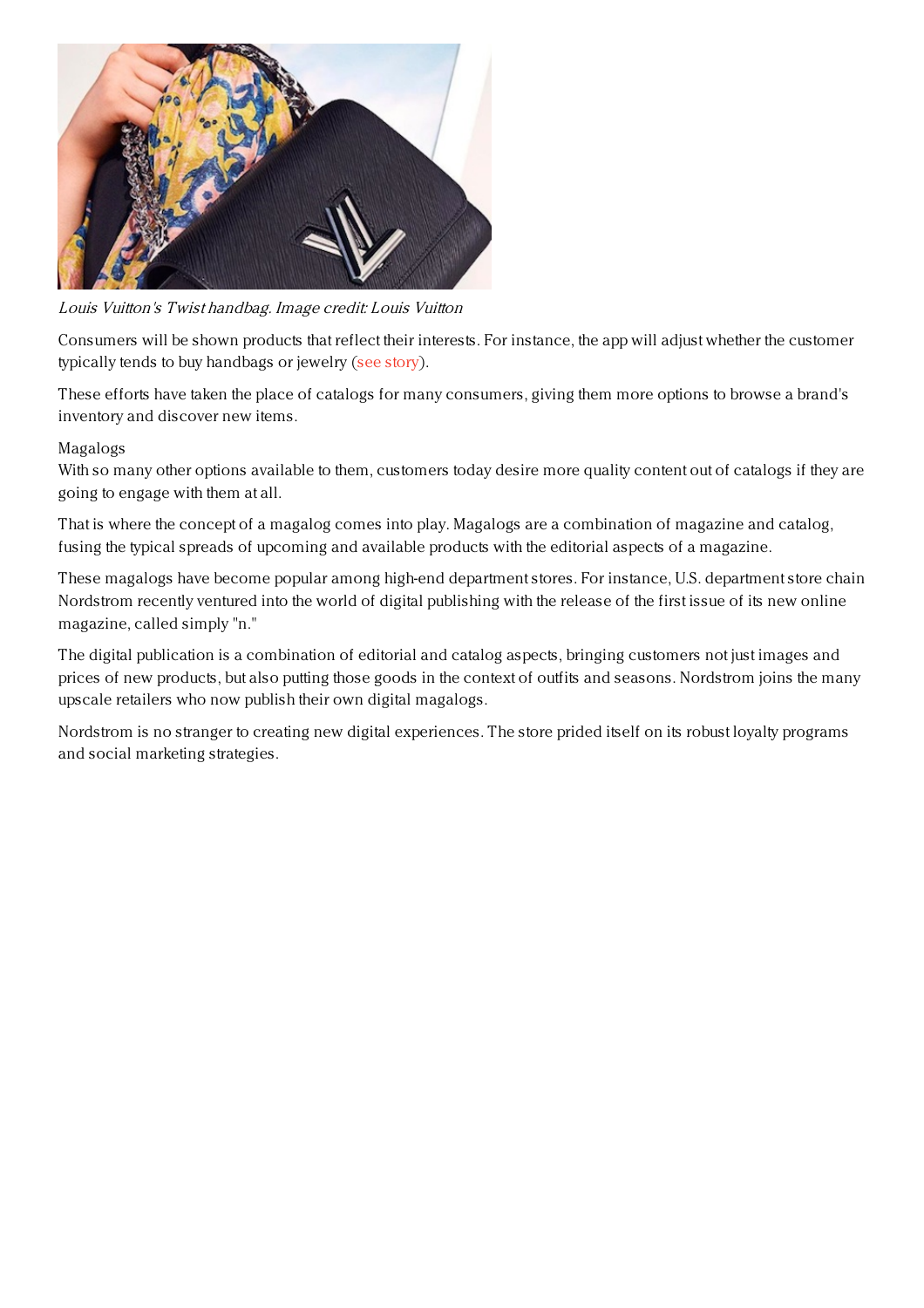*Louis Vuitton's Twist handbag. Image credit: Louis Vuitton*

Consumers will be shown products that reflect their interests. For instance, the app will adjust whether the customer typically tends to buy handbags or jewelry (see story).

These efforts have taken the place of catalogs for many consumers, giving them more options to browse a brand's inventory and discover new items.

Magalogs

With so many other options available to them, customers today desire more quality content out of catalogs if they are going to engage with them at all.

That is where the concept of a magalog comes into play. Magalogs are a combination of magazine and catalog, fusing the typical spreads of upcoming and available products with the editorial aspects of a magazine.

These magalogs have become popular among high-end department stores. For instance, U.S. department store chain Nordstrom recently ventured into the world of digital publishing with the release of the first issue of its new online magazine, called simply "n."

The digital publication is a combination of editorial and catalog aspects, bringing customers not just images and prices of new products, but also putting those goods in the context of outfits and seasons. Nordstrom joins the many upscale retailers who now publish their own digital magalogs.

Nordstrom is no stranger to creating new digital experiences. The store prided itself on its robust loyalty programs and social marketing strategies.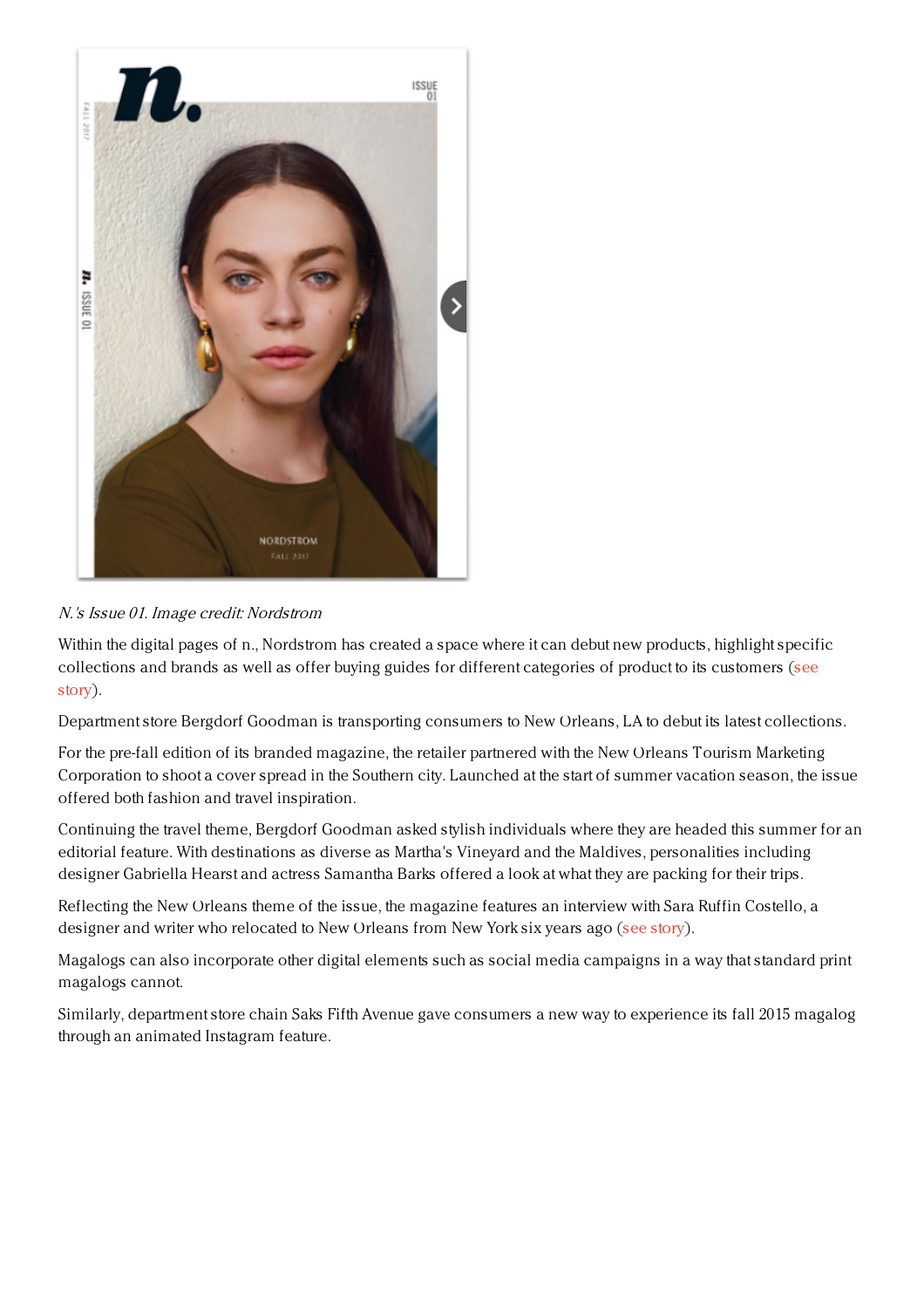*N.'s Issue 01. Image credit: Nordstrom*

Within the digital pages of n., Nordstrom has created a space where it can debut new products, highlight specific collections and brands as well as offer buying guides for different categories of product to its customers (see story).

Department store Bergdorf Goodman is transporting consumers to New Orleans, LA to debut its latest collections.

For the pre-fall edition of its branded magazine, the retailer partnered with the New Orleans Tourism Marketing Corporation to shoot a cover spread in the Southern city. Launched at the start of summer vacation season, the issue offered both fashion and travel inspiration.

Continuing the travel theme, Bergdorf Goodman asked stylish individuals where they are headed this summer for an editorial feature. With destinations as diverse as Martha's Vineyard and the Maldives, personalities including designer Gabriella Hearst and actress Samantha Barks offered a look at what they are packing for their trips.

Reflecting the New Orleans theme of the issue, the magazine features an interview with Sara Ruffin Costello, a designer and writer who relocated to New Orleans from New York six years ago (see story).

Magalogs can also incorporate other digital elements such as social media campaigns in a way that standard print magalogs cannot.

Similarly, department store chain Saks Fifth Avenue gave consumers a new way to experience its fall 2015 magalog through an animated Instagram feature.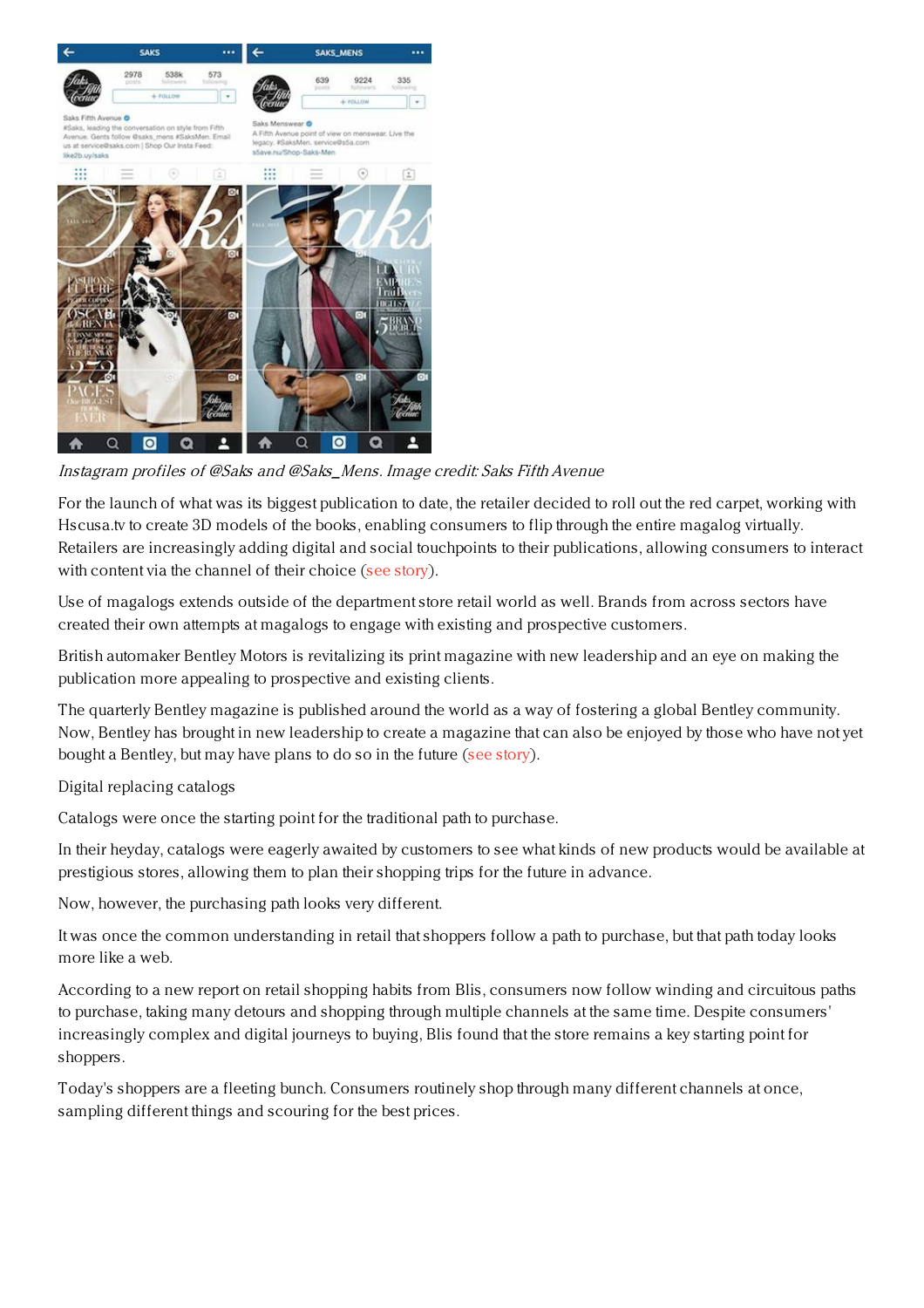*Instagram profiles of @Saks and @Saks_Mens. Image credit: Saks Fifth Avenue*

For the launch of what was its biggest publication to date, the retailer decided to roll out the red carpet, working with Hscusa.tv to create 3D models of the books, enabling consumers to flip through the entire magalog virtually. Retailers are increasingly adding digital and social touchpoints to their publications, allowing consumers to interact with content via the channel of their choice (see story).

Use of magalogs extends outside of the department store retail world as well. Brands from across sectors have created their own attempts at magalogs to engage with existing and prospective customers.

British automaker Bentley Motors is revitalizing its print magazine with new leadership and an eye on making the publication more appealing to prospective and existing clients.

The quarterly Bentley magazine is published around the world as a way of fostering a global Bentley community. Now, Bentley has brought in new leadership to create a magazine that can also be enjoyed by those who have not yet bought a Bentley, but may have plans to do so in the future (see story).

Digital replacing catalogs

Catalogs were once the starting point for the traditional path to purchase.

In their heyday, catalogs were eagerly awaited by customers to see what kinds of new products would be available at prestigious stores, allowing them to plan their shopping trips for the future in advance.

Now, however, the purchasing path looks very different.

It was once the common understanding in retail that shoppers follow a path to purchase, but that path today looks more like a web.

According to a new report on retail shopping habits from Blis, consumers now follow winding and circuitous paths to purchase, taking many detours and shopping through multiple channels at the same time. Despite consumers' increasingly complex and digital journeys to buying, Blis found that the store remains a key starting point for shoppers.

Today's shoppers are a fleeting bunch. Consumers routinely shop through many different channels at once, sampling different things and scouring for the best prices.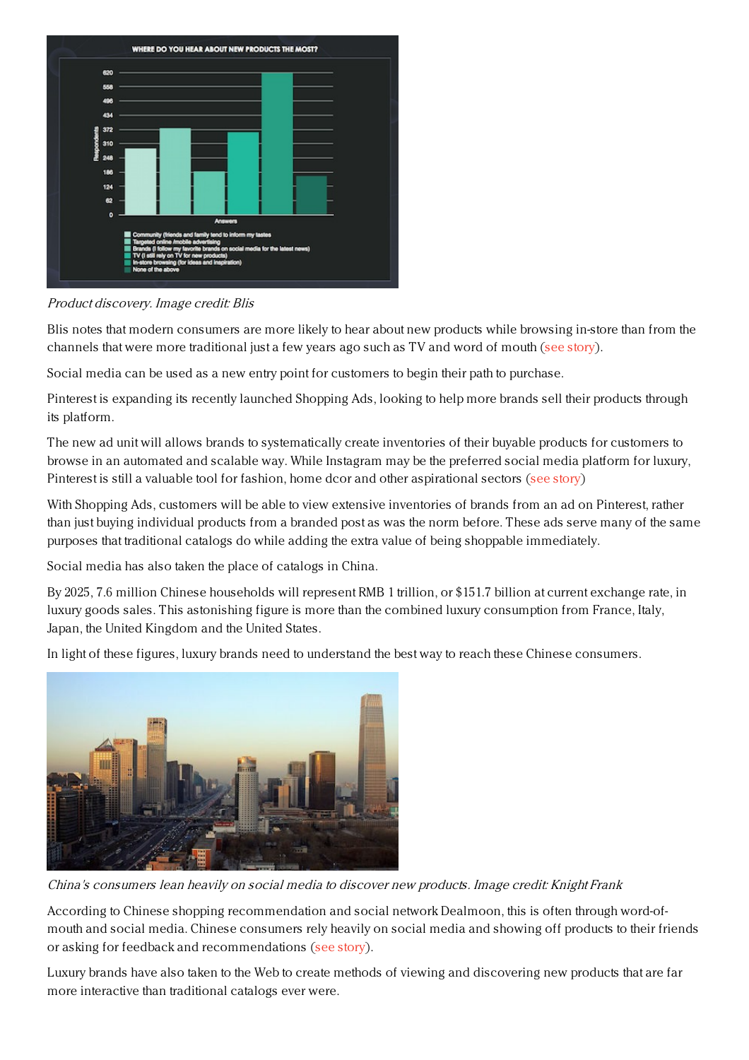*Product discovery. Image credit: Blis*

Blis notes that modern consumers are more likely to hear about new products while browsing in-store than from the channels that were more traditional just a few years ago such as TV and word of mouth (see story).

Social media can be used as a new entry point for customers to begin their path to purchase.

Pinterest is expanding its recently launched Shopping Ads, looking to help more brands sell their products through its platform.

The new ad unit will allows brands to systematically create inventories of their buyable products for customers to browse in an automated and scalable way. While Instagram may be the preferred social media platform for luxury, Pinterest is still a valuable tool for fashion, home dcor and other aspirational sectors (see story)

With Shopping Ads, customers will be able to view extensive inventories of brands from an ad on Pinterest, rather than just buying individual products from a branded post as was the norm before. These ads serve many of the same purposes that traditional catalogs do while adding the extra value of being shoppable immediately.

Social media has also taken the place of catalogs in China.

By 2025, 7.6 million Chinese households will represent RMB 1 trillion, or $151.7 billion at current exchange rate, in luxury goods sales. This astonishing figure is more than the combined luxury consumption from France, Italy, Japan, the United Kingdom and the United States.

In light of these figures, luxury brands need to understand the best way to reach these Chinese consumers.

*China's consumers lean heavily on social media to discover new products. Image credit: Knight Frank*

According to Chinese shopping recommendation and social network Dealmoon, this is often through word-of-mouth and social media. Chinese consumers rely heavily on social media and showing off products to their friends or asking for feedback and recommendations (see story).

Luxury brands have also taken to the Web to create methods of viewing and discovering new products that are far more interactive than traditional catalogs ever were.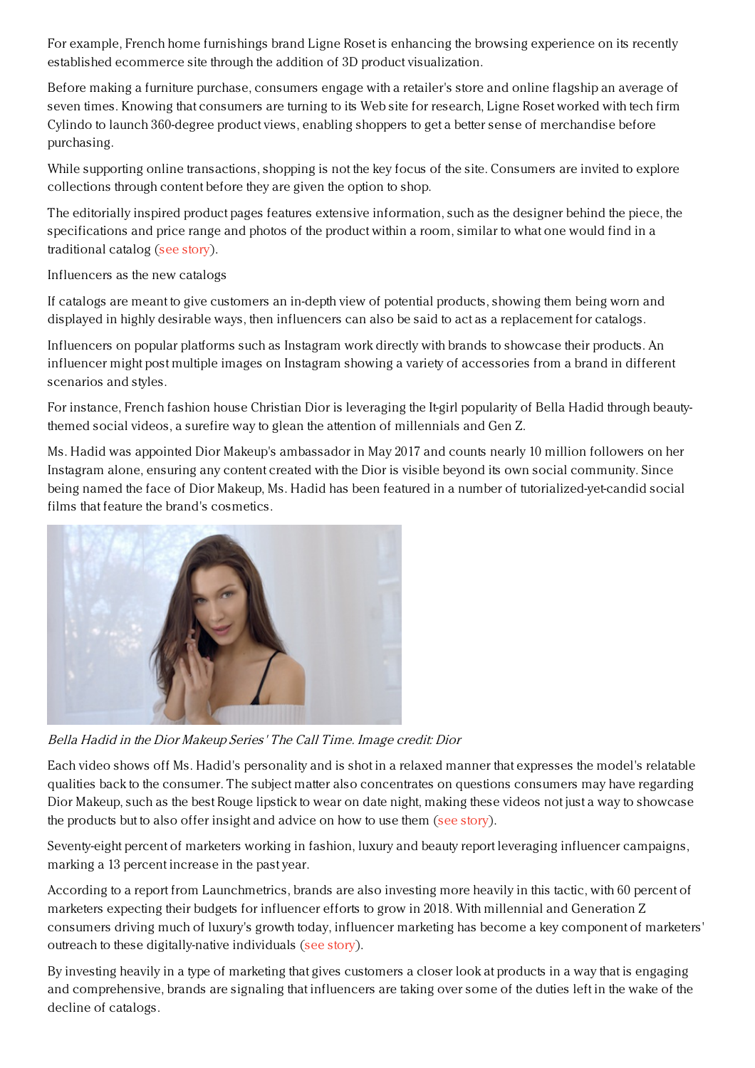For example, French home furnishings brand Ligne Roset is enhancing the browsing experience on its recently established ecommerce site through the addition of 3D product visualization.

Before making a furniture purchase, consumers engage with a retailer's store and online flagship an average of seven times. Knowing that consumers are turning to its Web site for research, Ligne Roset worked with tech firm Cylindo to launch 360-degree product views, enabling shoppers to get a better sense of merchandise before purchasing.

While supporting online transactions, shopping is not the key focus of the site. Consumers are invited to explore collections through content before they are given the option to shop.

The editorially inspired product pages features extensive information, such as the designer behind the piece, the specifications and price range and photos of the product within a room, similar to what one would find in a traditional catalog (see story).

Influencers as the new catalogs

If catalogs are meant to give customers an in-depth view of potential products, showing them being worn and displayed in highly desirable ways, then influencers can also be said to act as a replacement for catalogs.

Influencers on popular platforms such as Instagram work directly with brands to showcase their products. An influencer might post multiple images on Instagram showing a variety of accessories from a brand in different scenarios and styles.

For instance, French fashion house Christian Dior is leveraging the It-girl popularity of Bella Hadid through beauty-themed social videos, a surefire way to glean the attention of millennials and Gen Z.

Ms. Hadid was appointed Dior Makeup's ambassador in May 2017 and counts nearly 10 million followers on her Instagram alone, ensuring any content created with the Dior is visible beyond its own social community. Since being named the face of Dior Makeup, Ms. Hadid has been featured in a number of tutorialized-yet-candid social films that feature the brand's cosmetics.

*Bella Hadid in the Dior Makeup Series' The Call Time. Image credit: Dior*

Each video shows off Ms. Hadid's personality and is shot in a relaxed manner that expresses the model's relatable qualities back to the consumer. The subject matter also concentrates on questions consumers may have regarding Dior Makeup, such as the best Rouge lipstick to wear on date night, making these videos not just a way to showcase the products but to also offer insight and advice on how to use them (see story).

Seventy-eight percent of marketers working in fashion, luxury and beauty report leveraging influencer campaigns, marking a 13 percent increase in the past year.

According to a report from Launchmetrics, brands are also investing more heavily in this tactic, with 60 percent of marketers expecting their budgets for influencer efforts to grow in 2018. With millennial and Generation Z consumers driving much of luxury's growth today, influencer marketing has become a key component of marketers' outreach to these digitally-native individuals (see story).

By investing heavily in a type of marketing that gives customers a closer look at products in a way that is engaging and comprehensive, brands are signaling that influencers are taking over some of the duties left in the wake of the decline of catalogs.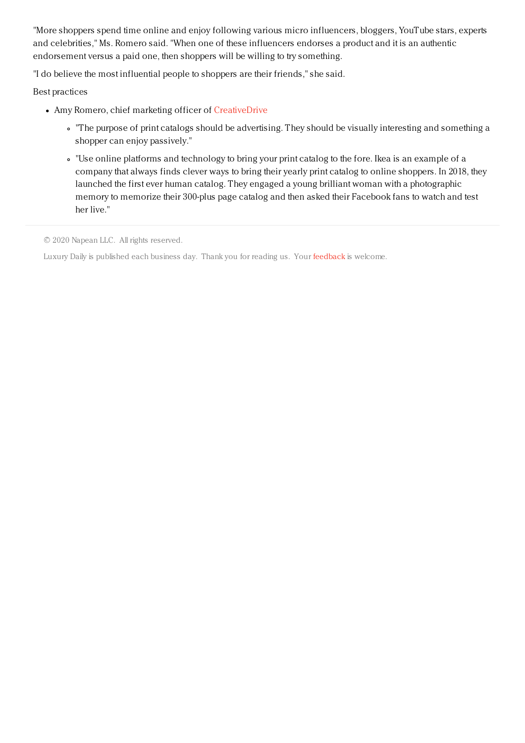"More shoppers spend time online and enjoy following various micro influencers, bloggers, YouTube stars, experts and celebrities," Ms. Romero said. "When one of these influencers endorses a product and it is an authentic endorsement versus a paid one, then shoppers will be willing to try something.

"I do believe the most influential people to shoppers are their friends," she said.

Best practices

- Amy Romero, chief marketing officer of CreativeDrive
  - "The purpose of print catalogs should be advertising. They should be visually interesting and something a shopper can enjoy passively."
  - "Use online platforms and technology to bring your print catalog to the fore. Ikea is an example of a company that always finds clever ways to bring their yearly print catalog to online shoppers. In 2018, they launched the first ever human catalog. They engaged a young brilliant woman with a photographic memory to memorize their 300-plus page catalog and then asked their Facebook fans to watch and test her live."

---

© 2020 Napean LLC. All rights reserved.

Luxury Daily is published each business day. Thank you for reading us. Your feedback is welcome.